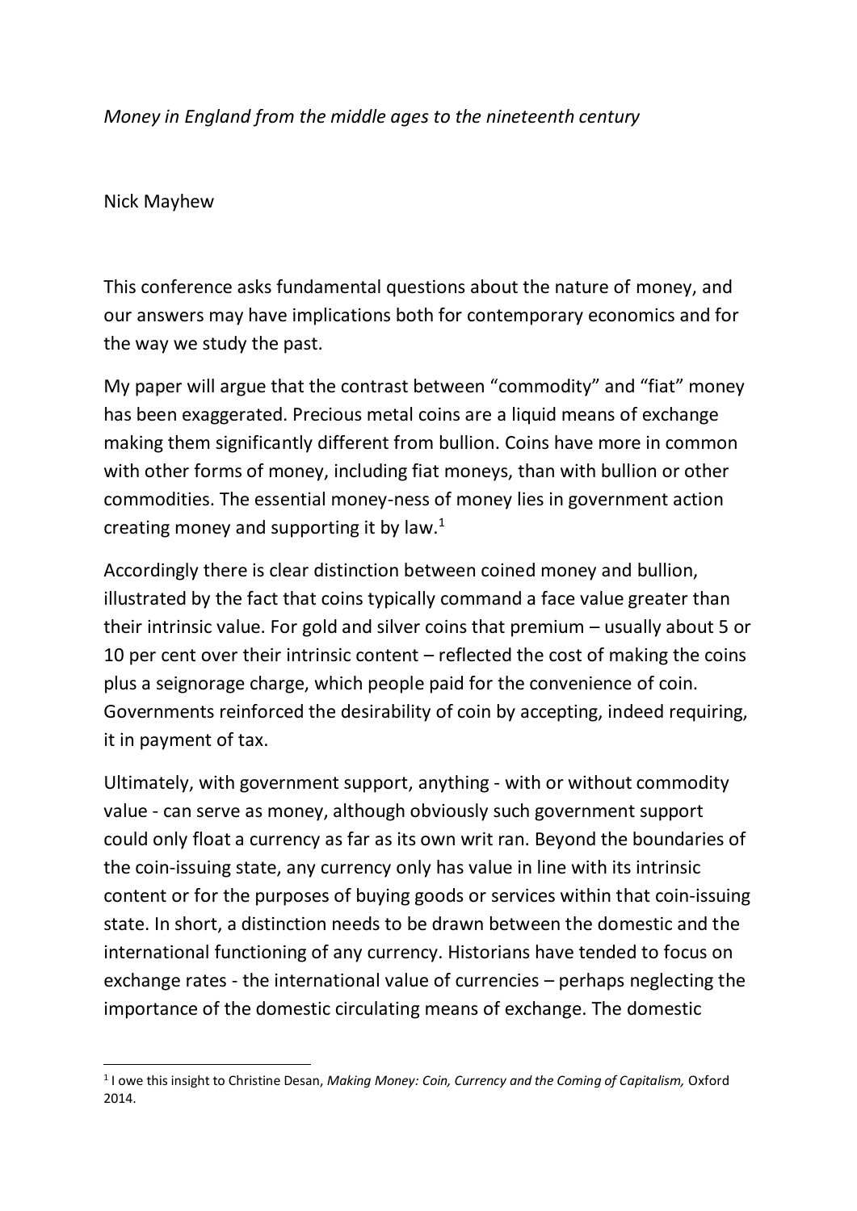*Money in England from the middle ages to the nineteenth century*

Nick Mayhew

This conference asks fundamental questions about the nature of money, and our answers may have implications both for contemporary economics and for the way we study the past.

My paper will argue that the contrast between "commodity" and "fiat" money has been exaggerated. Precious metal coins are a liquid means of exchange making them significantly different from bullion. Coins have more in common with other forms of money, including fiat moneys, than with bullion or other commodities. The essential money-ness of money lies in government action creating money and supporting it by law.[1]

Accordingly there is clear distinction between coined money and bullion, illustrated by the fact that coins typically command a face value greater than their intrinsic value. For gold and silver coins that premium – usually about 5 or 10 per cent over their intrinsic content – reflected the cost of making the coins plus a seignorage charge, which people paid for the convenience of coin. Governments reinforced the desirability of coin by accepting, indeed requiring, it in payment of tax.

Ultimately, with government support, anything - with or without commodity value - can serve as money, although obviously such government support could only float a currency as far as its own writ ran. Beyond the boundaries of the coin-issuing state, any currency only has value in line with its intrinsic content or for the purposes of buying goods or services within that coin-issuing state. In short, a distinction needs to be drawn between the domestic and the international functioning of any currency. Historians have tended to focus on exchange rates - the international value of currencies – perhaps neglecting the importance of the domestic circulating means of exchange. The domestic

[1] I owe this insight to Christine Desan, *Making Money: Coin, Currency and the Coming of Capitalism,* Oxford 2014.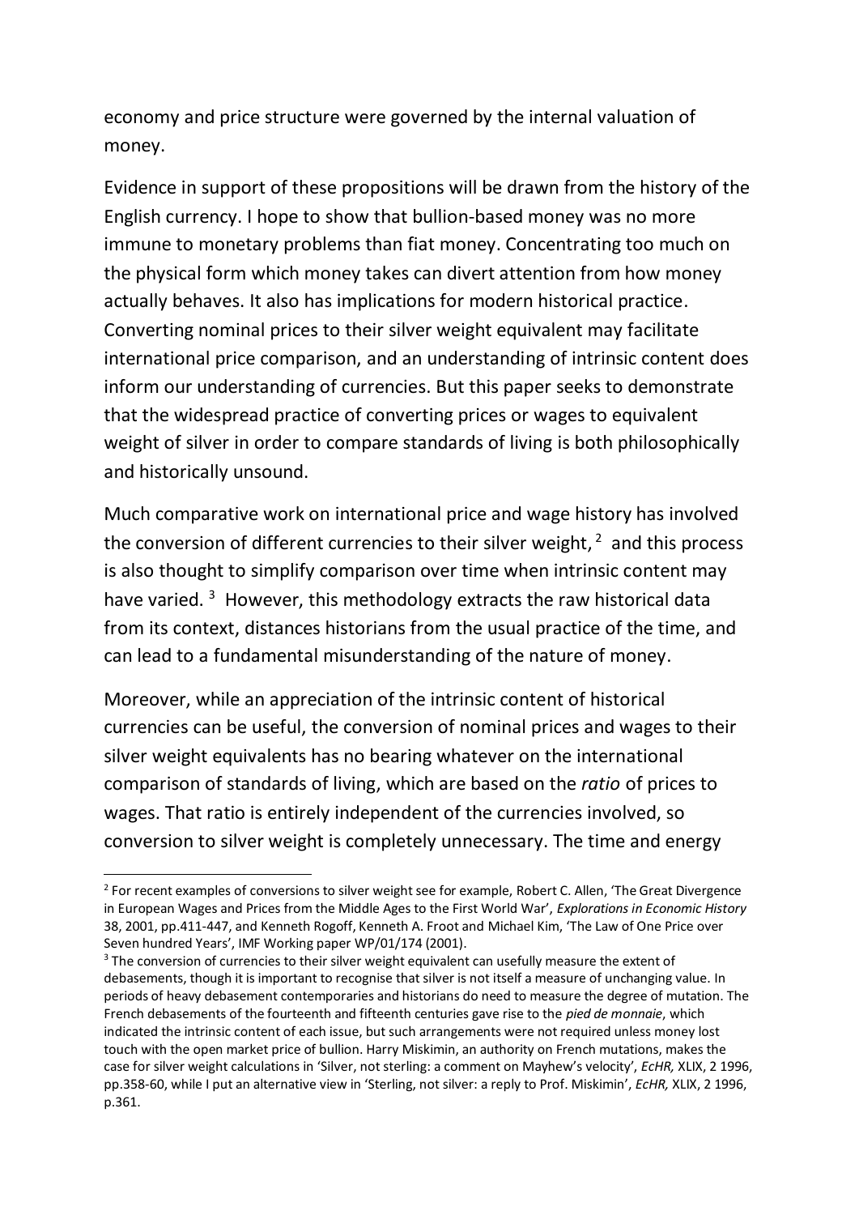economy and price structure were governed by the internal valuation of money.

Evidence in support of these propositions will be drawn from the history of the English currency. I hope to show that bullion-based money was no more immune to monetary problems than fiat money. Concentrating too much on the physical form which money takes can divert attention from how money actually behaves. It also has implications for modern historical practice. Converting nominal prices to their silver weight equivalent may facilitate international price comparison, and an understanding of intrinsic content does inform our understanding of currencies. But this paper seeks to demonstrate that the widespread practice of converting prices or wages to equivalent weight of silver in order to compare standards of living is both philosophically and historically unsound.

Much comparative work on international price and wage history has involved the conversion of different currencies to their silver weight,[2] and this process is also thought to simplify comparison over time when intrinsic content may have varied.[3] However, this methodology extracts the raw historical data from its context, distances historians from the usual practice of the time, and can lead to a fundamental misunderstanding of the nature of money.

Moreover, while an appreciation of the intrinsic content of historical currencies can be useful, the conversion of nominal prices and wages to their silver weight equivalents has no bearing whatever on the international comparison of standards of living, which are based on the *ratio* of prices to wages. That ratio is entirely independent of the currencies involved, so conversion to silver weight is completely unnecessary. The time and energy

---

[2] For recent examples of conversions to silver weight see for example, Robert C. Allen, 'The Great Divergence in European Wages and Prices from the Middle Ages to the First World War', *Explorations in Economic History* 38, 2001, pp.411-447, and Kenneth Rogoff, Kenneth A. Froot and Michael Kim, 'The Law of One Price over Seven hundred Years', IMF Working paper WP/01/174 (2001).

[3] The conversion of currencies to their silver weight equivalent can usefully measure the extent of debasements, though it is important to recognise that silver is not itself a measure of unchanging value. In periods of heavy debasement contemporaries and historians do need to measure the degree of mutation. The French debasements of the fourteenth and fifteenth centuries gave rise to the *pied de monnaie*, which indicated the intrinsic content of each issue, but such arrangements were not required unless money lost touch with the open market price of bullion. Harry Miskimin, an authority on French mutations, makes the case for silver weight calculations in 'Silver, not sterling: a comment on Mayhew's velocity', *EcHR,* XLIX, 2 1996, pp.358-60, while I put an alternative view in 'Sterling, not silver: a reply to Prof. Miskimin', *EcHR,* XLIX, 2 1996, p.361.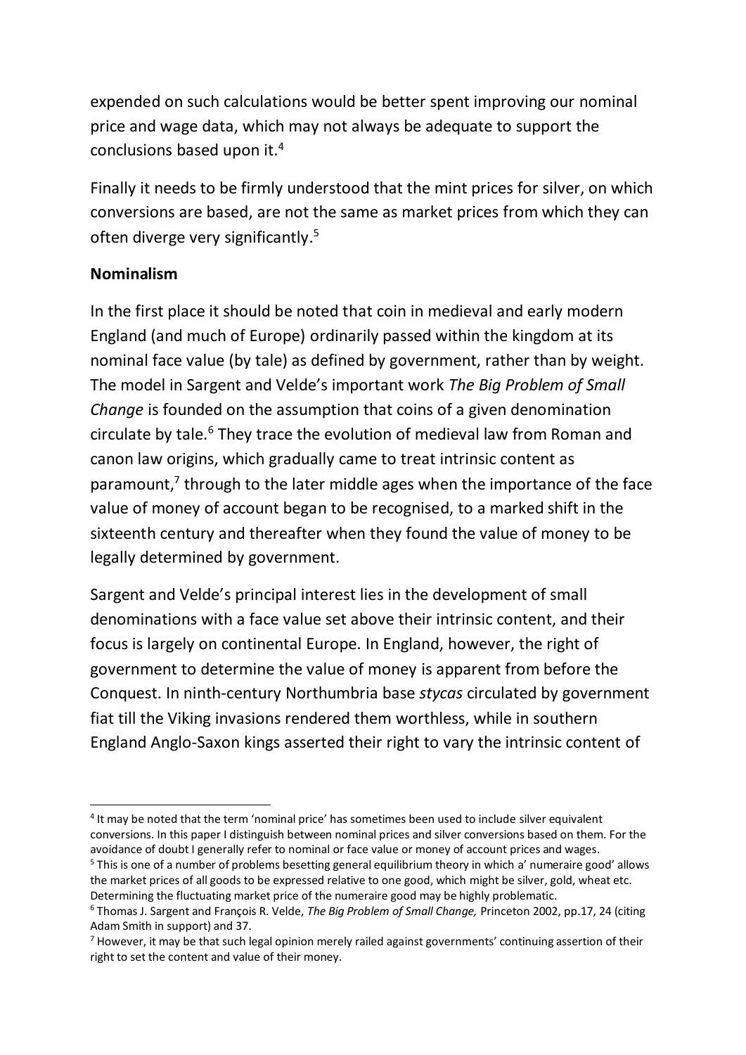expended on such calculations would be better spent improving our nominal price and wage data, which may not always be adequate to support the conclusions based upon it.[4]

Finally it needs to be firmly understood that the mint prices for silver, on which conversions are based, are not the same as market prices from which they can often diverge very significantly.[5]

**Nominalism**

In the first place it should be noted that coin in medieval and early modern England (and much of Europe) ordinarily passed within the kingdom at its nominal face value (by tale) as defined by government, rather than by weight. The model in Sargent and Velde's important work *The Big Problem of Small Change* is founded on the assumption that coins of a given denomination circulate by tale.[6] They trace the evolution of medieval law from Roman and canon law origins, which gradually came to treat intrinsic content as paramount,[7] through to the later middle ages when the importance of the face value of money of account began to be recognised, to a marked shift in the sixteenth century and thereafter when they found the value of money to be legally determined by government.

Sargent and Velde's principal interest lies in the development of small denominations with a face value set above their intrinsic content, and their focus is largely on continental Europe. In England, however, the right of government to determine the value of money is apparent from before the Conquest. In ninth-century Northumbria base *stycas* circulated by government fiat till the Viking invasions rendered them worthless, while in southern England Anglo-Saxon kings asserted their right to vary the intrinsic content of

---

[4] It may be noted that the term 'nominal price' has sometimes been used to include silver equivalent conversions. In this paper I distinguish between nominal prices and silver conversions based on them. For the avoidance of doubt I generally refer to nominal or face value or money of account prices and wages.

[5] This is one of a number of problems besetting general equilibrium theory in which a' numeraire good' allows the market prices of all goods to be expressed relative to one good, which might be silver, gold, wheat etc. Determining the fluctuating market price of the numeraire good may be highly problematic.

[6] Thomas J. Sargent and François R. Velde, *The Big Problem of Small Change,* Princeton 2002, pp.17, 24 (citing Adam Smith in support) and 37.

[7] However, it may be that such legal opinion merely railed against governments' continuing assertion of their right to set the content and value of their money.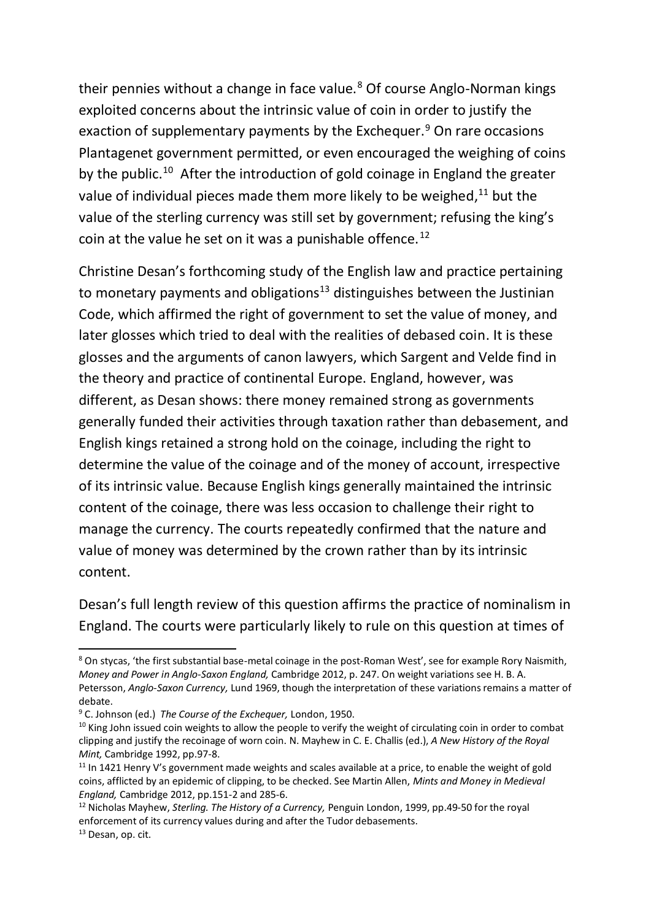their pennies without a change in face value.[8] Of course Anglo-Norman kings exploited concerns about the intrinsic value of coin in order to justify the exaction of supplementary payments by the Exchequer.[9] On rare occasions Plantagenet government permitted, or even encouraged the weighing of coins by the public.[10] After the introduction of gold coinage in England the greater value of individual pieces made them more likely to be weighed,[11] but the value of the sterling currency was still set by government; refusing the king's coin at the value he set on it was a punishable offence.[12]

Christine Desan's forthcoming study of the English law and practice pertaining to monetary payments and obligations[13] distinguishes between the Justinian Code, which affirmed the right of government to set the value of money, and later glosses which tried to deal with the realities of debased coin. It is these glosses and the arguments of canon lawyers, which Sargent and Velde find in the theory and practice of continental Europe. England, however, was different, as Desan shows: there money remained strong as governments generally funded their activities through taxation rather than debasement, and English kings retained a strong hold on the coinage, including the right to determine the value of the coinage and of the money of account, irrespective of its intrinsic value. Because English kings generally maintained the intrinsic content of the coinage, there was less occasion to challenge their right to manage the currency. The courts repeatedly confirmed that the nature and value of money was determined by the crown rather than by its intrinsic content.

Desan's full length review of this question affirms the practice of nominalism in England. The courts were particularly likely to rule on this question at times of

---

[8] On stycas, 'the first substantial base-metal coinage in the post-Roman West', see for example Rory Naismith, *Money and Power in Anglo-Saxon England,* Cambridge 2012, p. 247. On weight variations see H. B. A. Petersson, *Anglo-Saxon Currency,* Lund 1969, though the interpretation of these variations remains a matter of debate.

[9] C. Johnson (ed.) *The Course of the Exchequer,* London, 1950.

[10] King John issued coin weights to allow the people to verify the weight of circulating coin in order to combat clipping and justify the recoinage of worn coin. N. Mayhew in C. E. Challis (ed.), *A New History of the Royal Mint,* Cambridge 1992, pp.97-8.

[11] In 1421 Henry V's government made weights and scales available at a price, to enable the weight of gold coins, afflicted by an epidemic of clipping, to be checked. See Martin Allen, *Mints and Money in Medieval England,* Cambridge 2012, pp.151-2 and 285-6.

[12] Nicholas Mayhew, *Sterling. The History of a Currency,* Penguin London, 1999, pp.49-50 for the royal enforcement of its currency values during and after the Tudor debasements.

[13] Desan, op. cit.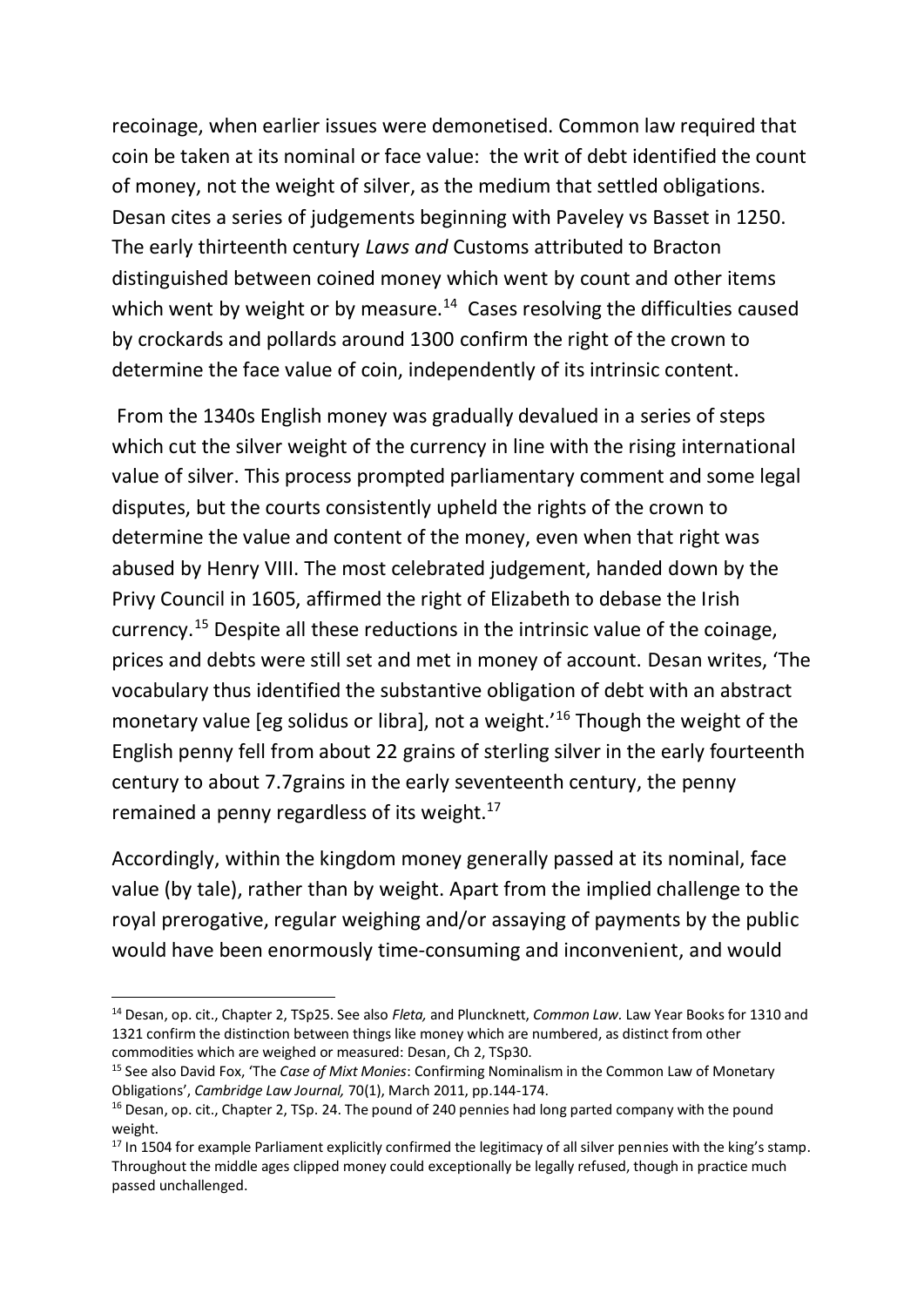recoinage, when earlier issues were demonetised. Common law required that coin be taken at its nominal or face value: the writ of debt identified the count of money, not the weight of silver, as the medium that settled obligations. Desan cites a series of judgements beginning with Paveley vs Basset in 1250. The early thirteenth century *Laws and* Customs attributed to Bracton distinguished between coined money which went by count and other items which went by weight or by measure.[14] Cases resolving the difficulties caused by crockards and pollards around 1300 confirm the right of the crown to determine the face value of coin, independently of its intrinsic content.

From the 1340s English money was gradually devalued in a series of steps which cut the silver weight of the currency in line with the rising international value of silver. This process prompted parliamentary comment and some legal disputes, but the courts consistently upheld the rights of the crown to determine the value and content of the money, even when that right was abused by Henry VIII. The most celebrated judgement, handed down by the Privy Council in 1605, affirmed the right of Elizabeth to debase the Irish currency.[15] Despite all these reductions in the intrinsic value of the coinage, prices and debts were still set and met in money of account. Desan writes, 'The vocabulary thus identified the substantive obligation of debt with an abstract monetary value [eg solidus or libra], not a weight.'[16] Though the weight of the English penny fell from about 22 grains of sterling silver in the early fourteenth century to about 7.7grains in the early seventeenth century, the penny remained a penny regardless of its weight.[17]

Accordingly, within the kingdom money generally passed at its nominal, face value (by tale), rather than by weight. Apart from the implied challenge to the royal prerogative, regular weighing and/or assaying of payments by the public would have been enormously time-consuming and inconvenient, and would

---

[14] Desan, op. cit., Chapter 2, TSp25. See also *Fleta,* and Pluncknett, *Common Law.* Law Year Books for 1310 and 1321 confirm the distinction between things like money which are numbered, as distinct from other commodities which are weighed or measured: Desan, Ch 2, TSp30.

[15] See also David Fox, 'The *Case of Mixt Monies*: Confirming Nominalism in the Common Law of Monetary Obligations', *Cambridge Law Journal,* 70(1), March 2011, pp.144-174.

[16] Desan, op. cit., Chapter 2, TSp. 24. The pound of 240 pennies had long parted company with the pound weight.

[17] In 1504 for example Parliament explicitly confirmed the legitimacy of all silver pennies with the king's stamp. Throughout the middle ages clipped money could exceptionally be legally refused, though in practice much passed unchallenged.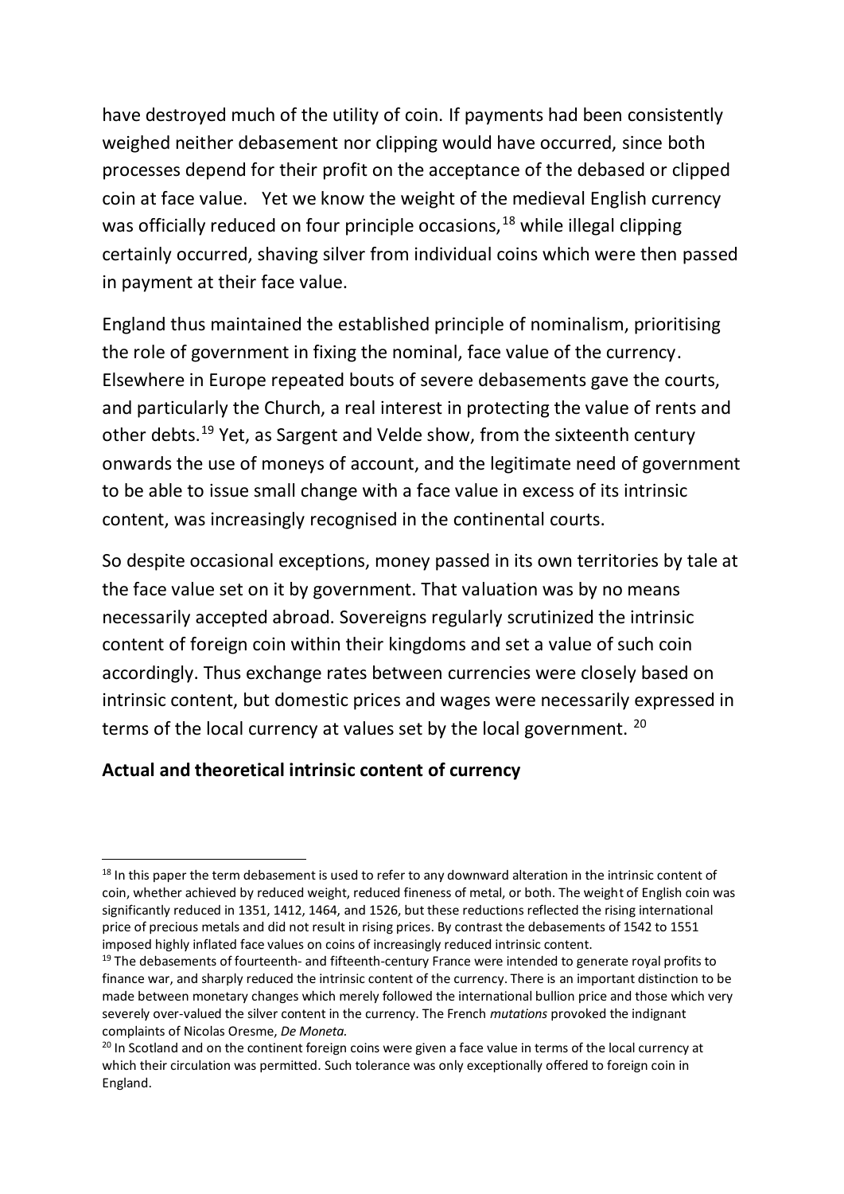have destroyed much of the utility of coin. If payments had been consistently weighed neither debasement nor clipping would have occurred, since both processes depend for their profit on the acceptance of the debased or clipped coin at face value. Yet we know the weight of the medieval English currency was officially reduced on four principle occasions,[18] while illegal clipping certainly occurred, shaving silver from individual coins which were then passed in payment at their face value.

England thus maintained the established principle of nominalism, prioritising the role of government in fixing the nominal, face value of the currency. Elsewhere in Europe repeated bouts of severe debasements gave the courts, and particularly the Church, a real interest in protecting the value of rents and other debts.[19] Yet, as Sargent and Velde show, from the sixteenth century onwards the use of moneys of account, and the legitimate need of government to be able to issue small change with a face value in excess of its intrinsic content, was increasingly recognised in the continental courts.

So despite occasional exceptions, money passed in its own territories by tale at the face value set on it by government. That valuation was by no means necessarily accepted abroad. Sovereigns regularly scrutinized the intrinsic content of foreign coin within their kingdoms and set a value of such coin accordingly. Thus exchange rates between currencies were closely based on intrinsic content, but domestic prices and wages were necessarily expressed in terms of the local currency at values set by the local government. [20]

**Actual and theoretical intrinsic content of currency**

---

[18] In this paper the term debasement is used to refer to any downward alteration in the intrinsic content of coin, whether achieved by reduced weight, reduced fineness of metal, or both. The weight of English coin was significantly reduced in 1351, 1412, 1464, and 1526, but these reductions reflected the rising international price of precious metals and did not result in rising prices. By contrast the debasements of 1542 to 1551 imposed highly inflated face values on coins of increasingly reduced intrinsic content.

[19] The debasements of fourteenth- and fifteenth-century France were intended to generate royal profits to finance war, and sharply reduced the intrinsic content of the currency. There is an important distinction to be made between monetary changes which merely followed the international bullion price and those which very severely over-valued the silver content in the currency. The French *mutations* provoked the indignant complaints of Nicolas Oresme, *De Moneta.*

[20] In Scotland and on the continent foreign coins were given a face value in terms of the local currency at which their circulation was permitted. Such tolerance was only exceptionally offered to foreign coin in England.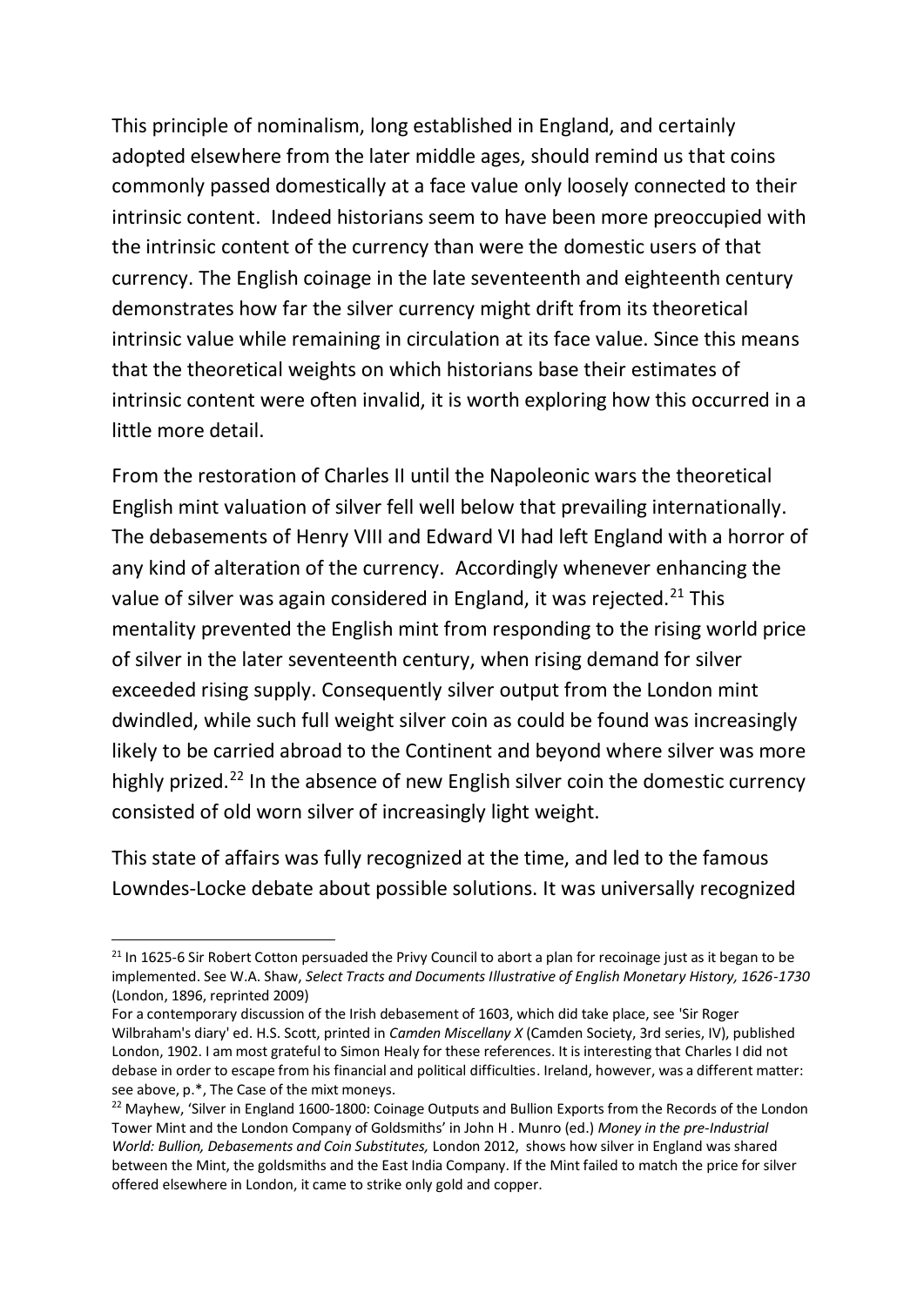This principle of nominalism, long established in England, and certainly adopted elsewhere from the later middle ages, should remind us that coins commonly passed domestically at a face value only loosely connected to their intrinsic content. Indeed historians seem to have been more preoccupied with the intrinsic content of the currency than were the domestic users of that currency. The English coinage in the late seventeenth and eighteenth century demonstrates how far the silver currency might drift from its theoretical intrinsic value while remaining in circulation at its face value. Since this means that the theoretical weights on which historians base their estimates of intrinsic content were often invalid, it is worth exploring how this occurred in a little more detail.

From the restoration of Charles II until the Napoleonic wars the theoretical English mint valuation of silver fell well below that prevailing internationally. The debasements of Henry VIII and Edward VI had left England with a horror of any kind of alteration of the currency. Accordingly whenever enhancing the value of silver was again considered in England, it was rejected.[21] This mentality prevented the English mint from responding to the rising world price of silver in the later seventeenth century, when rising demand for silver exceeded rising supply. Consequently silver output from the London mint dwindled, while such full weight silver coin as could be found was increasingly likely to be carried abroad to the Continent and beyond where silver was more highly prized.[22] In the absence of new English silver coin the domestic currency consisted of old worn silver of increasingly light weight.

This state of affairs was fully recognized at the time, and led to the famous Lowndes-Locke debate about possible solutions. It was universally recognized

---

[21] In 1625-6 Sir Robert Cotton persuaded the Privy Council to abort a plan for recoinage just as it began to be implemented. See W.A. Shaw, *Select Tracts and Documents Illustrative of English Monetary History, 1626-1730* (London, 1896, reprinted 2009)

For a contemporary discussion of the Irish debasement of 1603, which did take place, see 'Sir Roger Wilbraham's diary' ed. H.S. Scott, printed in *Camden Miscellany X* (Camden Society, 3rd series, IV), published London, 1902. I am most grateful to Simon Healy for these references. It is interesting that Charles I did not debase in order to escape from his financial and political difficulties. Ireland, however, was a different matter: see above, p.*, The Case of the mixt moneys.

[22] Mayhew, 'Silver in England 1600-1800: Coinage Outputs and Bullion Exports from the Records of the London Tower Mint and the London Company of Goldsmiths' in John H . Munro (ed.) *Money in the pre-Industrial World: Bullion, Debasements and Coin Substitutes,* London 2012, shows how silver in England was shared between the Mint, the goldsmiths and the East India Company. If the Mint failed to match the price for silver offered elsewhere in London, it came to strike only gold and copper.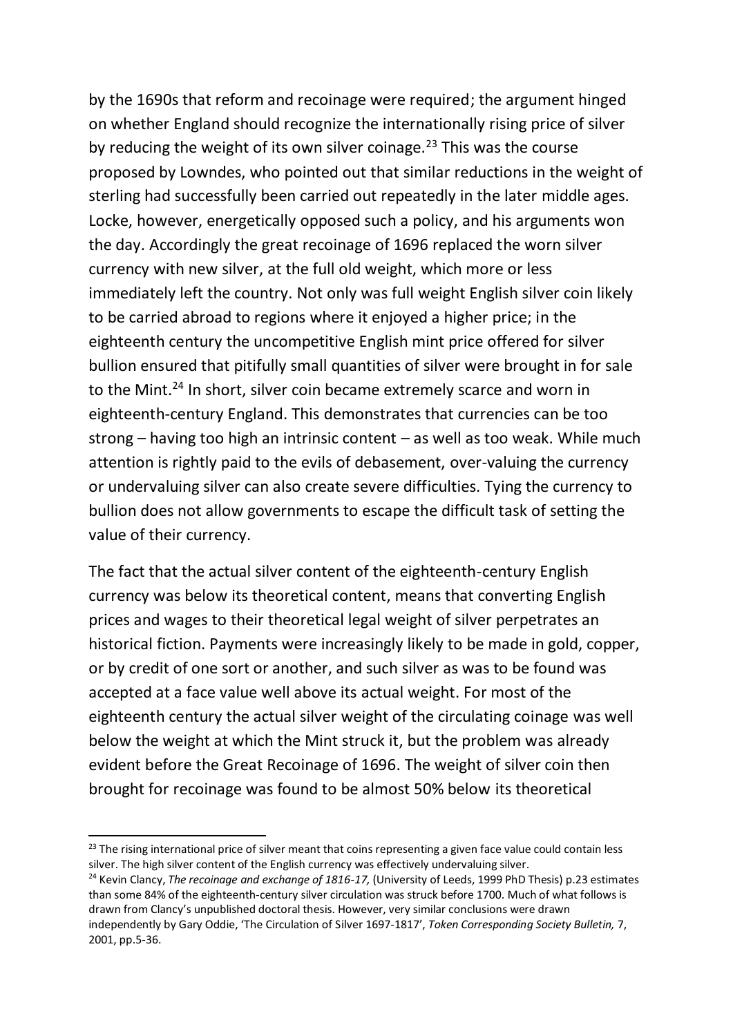by the 1690s that reform and recoinage were required; the argument hinged on whether England should recognize the internationally rising price of silver by reducing the weight of its own silver coinage.[23] This was the course proposed by Lowndes, who pointed out that similar reductions in the weight of sterling had successfully been carried out repeatedly in the later middle ages. Locke, however, energetically opposed such a policy, and his arguments won the day. Accordingly the great recoinage of 1696 replaced the worn silver currency with new silver, at the full old weight, which more or less immediately left the country. Not only was full weight English silver coin likely to be carried abroad to regions where it enjoyed a higher price; in the eighteenth century the uncompetitive English mint price offered for silver bullion ensured that pitifully small quantities of silver were brought in for sale to the Mint.[24] In short, silver coin became extremely scarce and worn in eighteenth-century England. This demonstrates that currencies can be too strong – having too high an intrinsic content – as well as too weak. While much attention is rightly paid to the evils of debasement, over-valuing the currency or undervaluing silver can also create severe difficulties. Tying the currency to bullion does not allow governments to escape the difficult task of setting the value of their currency.

The fact that the actual silver content of the eighteenth-century English currency was below its theoretical content, means that converting English prices and wages to their theoretical legal weight of silver perpetrates an historical fiction. Payments were increasingly likely to be made in gold, copper, or by credit of one sort or another, and such silver as was to be found was accepted at a face value well above its actual weight. For most of the eighteenth century the actual silver weight of the circulating coinage was well below the weight at which the Mint struck it, but the problem was already evident before the Great Recoinage of 1696. The weight of silver coin then brought for recoinage was found to be almost 50% below its theoretical

---

[23] The rising international price of silver meant that coins representing a given face value could contain less silver. The high silver content of the English currency was effectively undervaluing silver.

[24] Kevin Clancy, *The recoinage and exchange of 1816-17,* (University of Leeds, 1999 PhD Thesis) p.23 estimates than some 84% of the eighteenth-century silver circulation was struck before 1700. Much of what follows is drawn from Clancy's unpublished doctoral thesis. However, very similar conclusions were drawn independently by Gary Oddie, 'The Circulation of Silver 1697-1817', *Token Corresponding Society Bulletin,* 7, 2001, pp.5-36.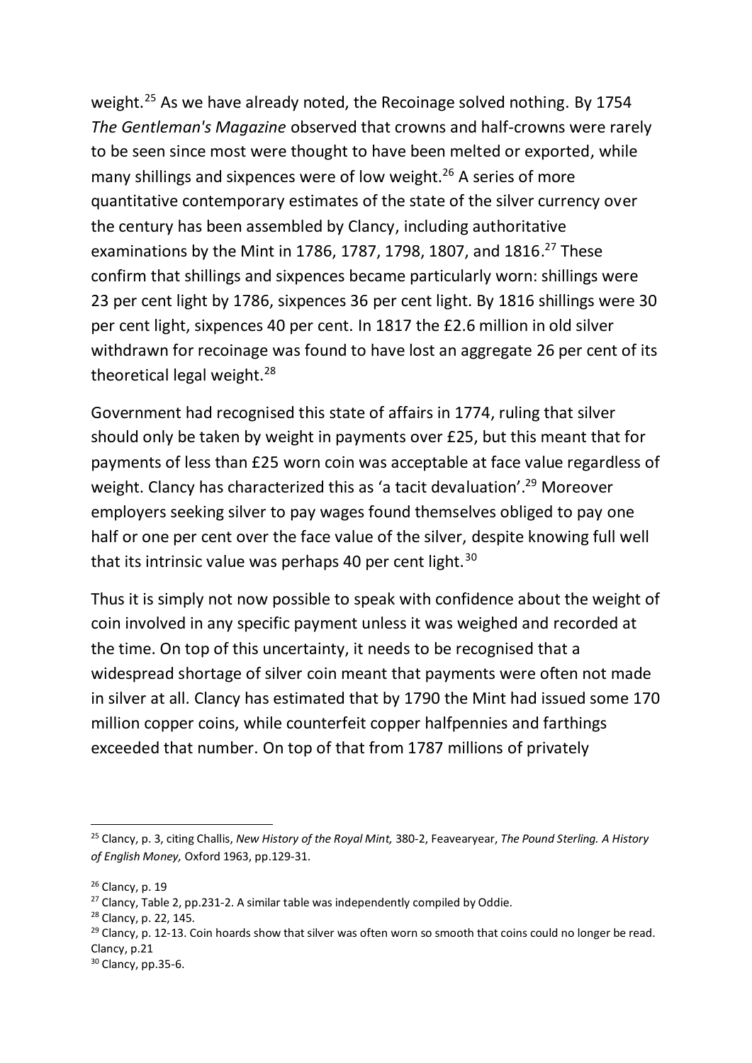weight.[25] As we have already noted, the Recoinage solved nothing. By 1754 *The Gentleman's Magazine* observed that crowns and half-crowns were rarely to be seen since most were thought to have been melted or exported, while many shillings and sixpences were of low weight.[26] A series of more quantitative contemporary estimates of the state of the silver currency over the century has been assembled by Clancy, including authoritative examinations by the Mint in 1786, 1787, 1798, 1807, and 1816.[27] These confirm that shillings and sixpences became particularly worn: shillings were 23 per cent light by 1786, sixpences 36 per cent light. By 1816 shillings were 30 per cent light, sixpences 40 per cent. In 1817 the £2.6 million in old silver withdrawn for recoinage was found to have lost an aggregate 26 per cent of its theoretical legal weight.[28]

Government had recognised this state of affairs in 1774, ruling that silver should only be taken by weight in payments over £25, but this meant that for payments of less than £25 worn coin was acceptable at face value regardless of weight. Clancy has characterized this as 'a tacit devaluation'.[29] Moreover employers seeking silver to pay wages found themselves obliged to pay one half or one per cent over the face value of the silver, despite knowing full well that its intrinsic value was perhaps 40 per cent light.[30]

Thus it is simply not now possible to speak with confidence about the weight of coin involved in any specific payment unless it was weighed and recorded at the time. On top of this uncertainty, it needs to be recognised that a widespread shortage of silver coin meant that payments were often not made in silver at all. Clancy has estimated that by 1790 the Mint had issued some 170 million copper coins, while counterfeit copper halfpennies and farthings exceeded that number. On top of that from 1787 millions of privately

---

[25] Clancy, p. 3, citing Challis, *New History of the Royal Mint,* 380-2, Feavearyear, *The Pound Sterling. A History of English Money,* Oxford 1963, pp.129-31.

[26] Clancy, p. 19

[27] Clancy, Table 2, pp.231-2. A similar table was independently compiled by Oddie.

[28] Clancy, p. 22, 145.

[29] Clancy, p. 12-13. Coin hoards show that silver was often worn so smooth that coins could no longer be read. Clancy, p.21

[30] Clancy, pp.35-6.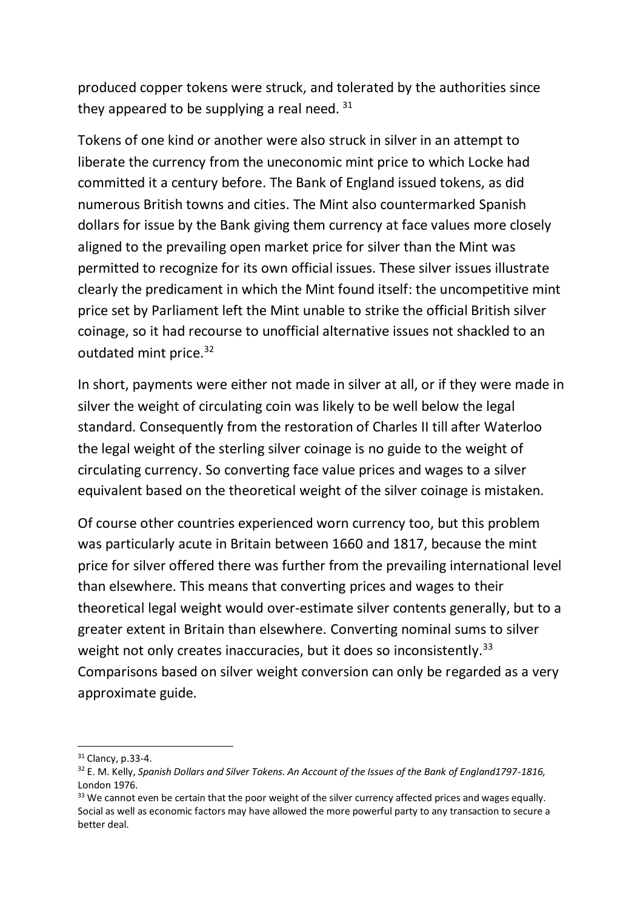produced copper tokens were struck, and tolerated by the authorities since they appeared to be supplying a real need. [31]

Tokens of one kind or another were also struck in silver in an attempt to liberate the currency from the uneconomic mint price to which Locke had committed it a century before. The Bank of England issued tokens, as did numerous British towns and cities. The Mint also countermarked Spanish dollars for issue by the Bank giving them currency at face values more closely aligned to the prevailing open market price for silver than the Mint was permitted to recognize for its own official issues. These silver issues illustrate clearly the predicament in which the Mint found itself: the uncompetitive mint price set by Parliament left the Mint unable to strike the official British silver coinage, so it had recourse to unofficial alternative issues not shackled to an outdated mint price.[32]

In short, payments were either not made in silver at all, or if they were made in silver the weight of circulating coin was likely to be well below the legal standard. Consequently from the restoration of Charles II till after Waterloo the legal weight of the sterling silver coinage is no guide to the weight of circulating currency. So converting face value prices and wages to a silver equivalent based on the theoretical weight of the silver coinage is mistaken.

Of course other countries experienced worn currency too, but this problem was particularly acute in Britain between 1660 and 1817, because the mint price for silver offered there was further from the prevailing international level than elsewhere. This means that converting prices and wages to their theoretical legal weight would over-estimate silver contents generally, but to a greater extent in Britain than elsewhere. Converting nominal sums to silver weight not only creates inaccuracies, but it does so inconsistently.[33] Comparisons based on silver weight conversion can only be regarded as a very approximate guide.

---

[31] Clancy, p.33-4.

[32] E. M. Kelly, *Spanish Dollars and Silver Tokens. An Account of the Issues of the Bank of England1797-1816,* London 1976.

[33] We cannot even be certain that the poor weight of the silver currency affected prices and wages equally. Social as well as economic factors may have allowed the more powerful party to any transaction to secure a better deal.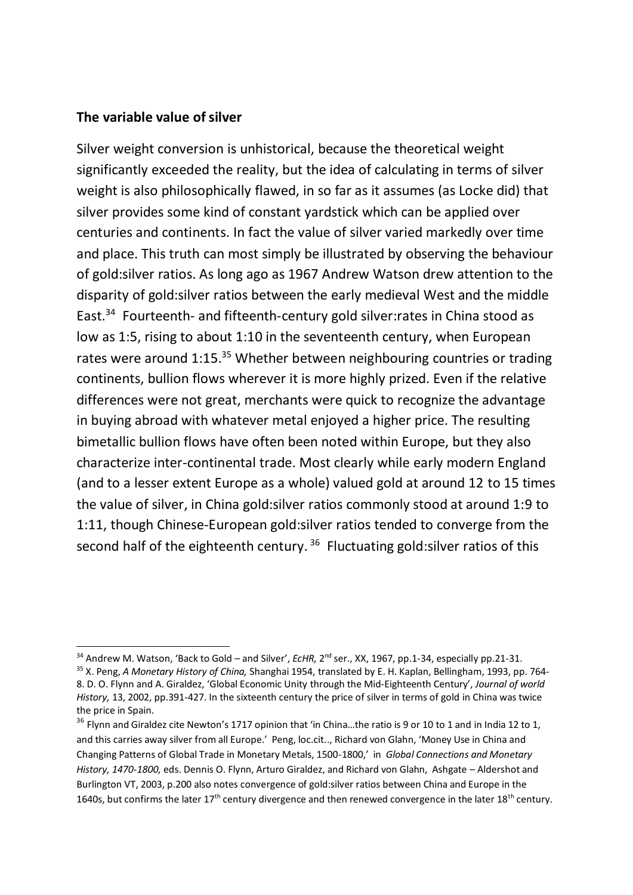**The variable value of silver**

Silver weight conversion is unhistorical, because the theoretical weight significantly exceeded the reality, but the idea of calculating in terms of silver weight is also philosophically flawed, in so far as it assumes (as Locke did) that silver provides some kind of constant yardstick which can be applied over centuries and continents. In fact the value of silver varied markedly over time and place. This truth can most simply be illustrated by observing the behaviour of gold:silver ratios. As long ago as 1967 Andrew Watson drew attention to the disparity of gold:silver ratios between the early medieval West and the middle East.[34] Fourteenth- and fifteenth-century gold silver:rates in China stood as low as 1:5, rising to about 1:10 in the seventeenth century, when European rates were around 1:15.[35] Whether between neighbouring countries or trading continents, bullion flows wherever it is more highly prized. Even if the relative differences were not great, merchants were quick to recognize the advantage in buying abroad with whatever metal enjoyed a higher price. The resulting bimetallic bullion flows have often been noted within Europe, but they also characterize inter-continental trade. Most clearly while early modern England (and to a lesser extent Europe as a whole) valued gold at around 12 to 15 times the value of silver, in China gold:silver ratios commonly stood at around 1:9 to 1:11, though Chinese-European gold:silver ratios tended to converge from the second half of the eighteenth century.[36] Fluctuating gold:silver ratios of this

---

[34] Andrew M. Watson, 'Back to Gold – and Silver', *EcHR,* 2nd ser., XX, 1967, pp.1-34, especially pp.21-31.

[35] X. Peng, *A Monetary History of China,* Shanghai 1954, translated by E. H. Kaplan, Bellingham, 1993, pp. 764-8. D. O. Flynn and A. Giraldez, 'Global Economic Unity through the Mid-Eighteenth Century', *Journal of world History,* 13, 2002, pp.391-427. In the sixteenth century the price of silver in terms of gold in China was twice the price in Spain.

[36] Flynn and Giraldez cite Newton's 1717 opinion that 'in China…the ratio is 9 or 10 to 1 and in India 12 to 1, and this carries away silver from all Europe.' Peng, loc.cit.., Richard von Glahn, 'Money Use in China and Changing Patterns of Global Trade in Monetary Metals, 1500-1800,' in *Global Connections and Monetary History, 1470-1800,* eds. Dennis O. Flynn, Arturo Giraldez, and Richard von Glahn, Ashgate – Aldershot and Burlington VT, 2003, p.200 also notes convergence of gold:silver ratios between China and Europe in the 1640s, but confirms the later 17th century divergence and then renewed convergence in the later 18th century.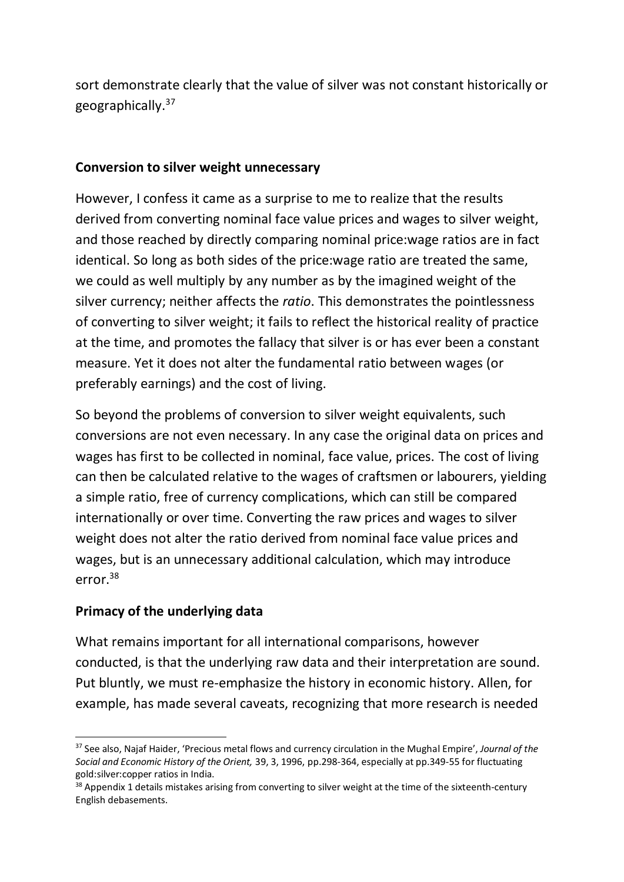sort demonstrate clearly that the value of silver was not constant historically or geographically.[37]

**Conversion to silver weight unnecessary**

However, I confess it came as a surprise to me to realize that the results derived from converting nominal face value prices and wages to silver weight, and those reached by directly comparing nominal price:wage ratios are in fact identical. So long as both sides of the price:wage ratio are treated the same, we could as well multiply by any number as by the imagined weight of the silver currency; neither affects the *ratio*. This demonstrates the pointlessness of converting to silver weight; it fails to reflect the historical reality of practice at the time, and promotes the fallacy that silver is or has ever been a constant measure. Yet it does not alter the fundamental ratio between wages (or preferably earnings) and the cost of living.

So beyond the problems of conversion to silver weight equivalents, such conversions are not even necessary. In any case the original data on prices and wages has first to be collected in nominal, face value, prices. The cost of living can then be calculated relative to the wages of craftsmen or labourers, yielding a simple ratio, free of currency complications, which can still be compared internationally or over time. Converting the raw prices and wages to silver weight does not alter the ratio derived from nominal face value prices and wages, but is an unnecessary additional calculation, which may introduce error.[38]

**Primacy of the underlying data**

What remains important for all international comparisons, however conducted, is that the underlying raw data and their interpretation are sound. Put bluntly, we must re-emphasize the history in economic history. Allen, for example, has made several caveats, recognizing that more research is needed

[37] See also, Najaf Haider, 'Precious metal flows and currency circulation in the Mughal Empire', *Journal of the Social and Economic History of the Orient,* 39, 3, 1996, pp.298-364, especially at pp.349-55 for fluctuating gold:silver:copper ratios in India.

[38] Appendix 1 details mistakes arising from converting to silver weight at the time of the sixteenth-century English debasements.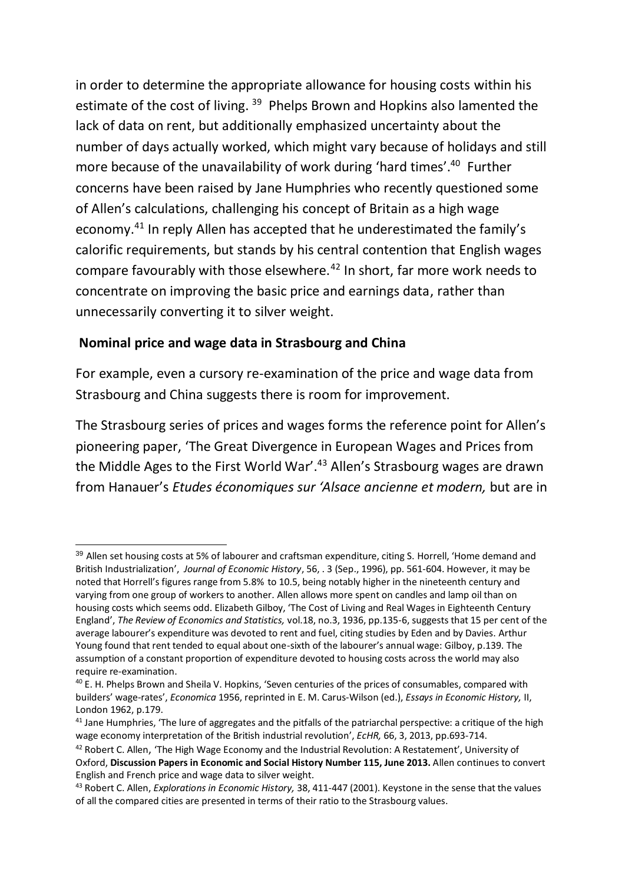in order to determine the appropriate allowance for housing costs within his estimate of the cost of living. [39] Phelps Brown and Hopkins also lamented the lack of data on rent, but additionally emphasized uncertainty about the number of days actually worked, which might vary because of holidays and still more because of the unavailability of work during 'hard times'.[40] Further concerns have been raised by Jane Humphries who recently questioned some of Allen's calculations, challenging his concept of Britain as a high wage economy.[41] In reply Allen has accepted that he underestimated the family's calorific requirements, but stands by his central contention that English wages compare favourably with those elsewhere.[42] In short, far more work needs to concentrate on improving the basic price and earnings data, rather than unnecessarily converting it to silver weight.

## Nominal price and wage data in Strasbourg and China

For example, even a cursory re-examination of the price and wage data from Strasbourg and China suggests there is room for improvement.

The Strasbourg series of prices and wages forms the reference point for Allen's pioneering paper, 'The Great Divergence in European Wages and Prices from the Middle Ages to the First World War'.[43] Allen's Strasbourg wages are drawn from Hanauer's *Etudes économiques sur 'Alsace ancienne et modern,* but are in

---

[39] Allen set housing costs at 5% of labourer and craftsman expenditure, citing S. Horrell, 'Home demand and British Industrialization', *Journal of Economic History*, 56, . 3 (Sep., 1996), pp. 561-604. However, it may be noted that Horrell's figures range from 5.8% to 10.5, being notably higher in the nineteenth century and varying from one group of workers to another. Allen allows more spent on candles and lamp oil than on housing costs which seems odd. Elizabeth Gilboy, 'The Cost of Living and Real Wages in Eighteenth Century England', *The Review of Economics and Statistics,* vol.18, no.3, 1936, pp.135-6, suggests that 15 per cent of the average labourer's expenditure was devoted to rent and fuel, citing studies by Eden and by Davies. Arthur Young found that rent tended to equal about one-sixth of the labourer's annual wage: Gilboy, p.139. The assumption of a constant proportion of expenditure devoted to housing costs across the world may also require re-examination.

[40] E. H. Phelps Brown and Sheila V. Hopkins, 'Seven centuries of the prices of consumables, compared with builders' wage-rates', *Economica* 1956, reprinted in E. M. Carus-Wilson (ed.), *Essays in Economic History,* II, London 1962, p.179.

[41] Jane Humphries, 'The lure of aggregates and the pitfalls of the patriarchal perspective: a critique of the high wage economy interpretation of the British industrial revolution', *EcHR,* 66, 3, 2013, pp.693-714.

[42] Robert C. Allen, 'The High Wage Economy and the Industrial Revolution: A Restatement', University of Oxford, **Discussion Papers in Economic and Social History Number 115, June 2013.** Allen continues to convert English and French price and wage data to silver weight.

[43] Robert C. Allen, *Explorations in Economic History,* 38, 411-447 (2001). Keystone in the sense that the values of all the compared cities are presented in terms of their ratio to the Strasbourg values.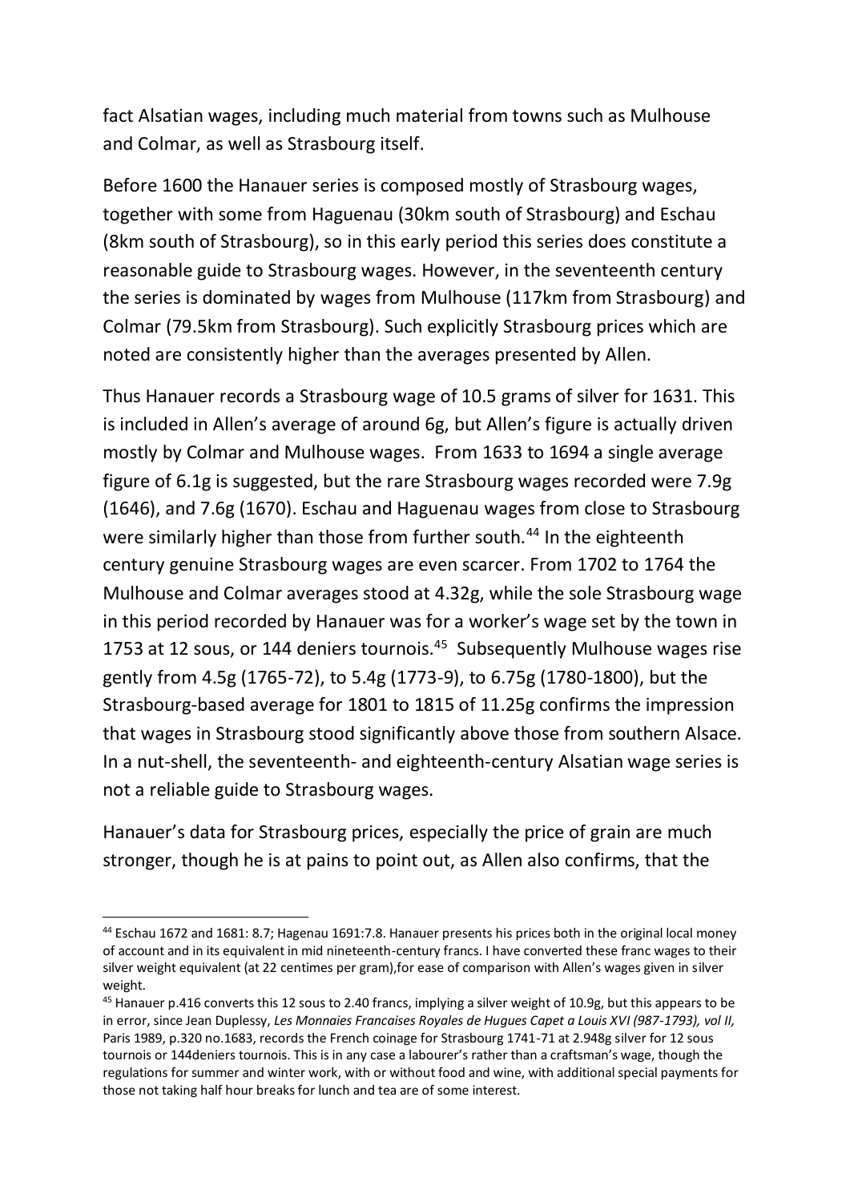fact Alsatian wages, including much material from towns such as Mulhouse and Colmar, as well as Strasbourg itself.

Before 1600 the Hanauer series is composed mostly of Strasbourg wages, together with some from Haguenau (30km south of Strasbourg) and Eschau (8km south of Strasbourg), so in this early period this series does constitute a reasonable guide to Strasbourg wages. However, in the seventeenth century the series is dominated by wages from Mulhouse (117km from Strasbourg) and Colmar (79.5km from Strasbourg). Such explicitly Strasbourg prices which are noted are consistently higher than the averages presented by Allen.

Thus Hanauer records a Strasbourg wage of 10.5 grams of silver for 1631. This is included in Allen's average of around 6g, but Allen's figure is actually driven mostly by Colmar and Mulhouse wages. From 1633 to 1694 a single average figure of 6.1g is suggested, but the rare Strasbourg wages recorded were 7.9g (1646), and 7.6g (1670). Eschau and Haguenau wages from close to Strasbourg were similarly higher than those from further south.[44] In the eighteenth century genuine Strasbourg wages are even scarcer. From 1702 to 1764 the Mulhouse and Colmar averages stood at 4.32g, while the sole Strasbourg wage in this period recorded by Hanauer was for a worker's wage set by the town in 1753 at 12 sous, or 144 deniers tournois.[45] Subsequently Mulhouse wages rise gently from 4.5g (1765-72), to 5.4g (1773-9), to 6.75g (1780-1800), but the Strasbourg-based average for 1801 to 1815 of 11.25g confirms the impression that wages in Strasbourg stood significantly above those from southern Alsace. In a nut-shell, the seventeenth- and eighteenth-century Alsatian wage series is not a reliable guide to Strasbourg wages.

Hanauer's data for Strasbourg prices, especially the price of grain are much stronger, though he is at pains to point out, as Allen also confirms, that the

---

[44] Eschau 1672 and 1681: 8.7; Hagenau 1691:7.8. Hanauer presents his prices both in the original local money of account and in its equivalent in mid nineteenth-century francs. I have converted these franc wages to their silver weight equivalent (at 22 centimes per gram),for ease of comparison with Allen's wages given in silver weight.

[45] Hanauer p.416 converts this 12 sous to 2.40 francs, implying a silver weight of 10.9g, but this appears to be in error, since Jean Duplessy, *Les Monnaies Francaises Royales de Hugues Capet a Louis XVI (987-1793), vol II,* Paris 1989, p.320 no.1683, records the French coinage for Strasbourg 1741-71 at 2.948g silver for 12 sous tournois or 144deniers tournois. This is in any case a labourer's rather than a craftsman's wage, though the regulations for summer and winter work, with or without food and wine, with additional special payments for those not taking half hour breaks for lunch and tea are of some interest.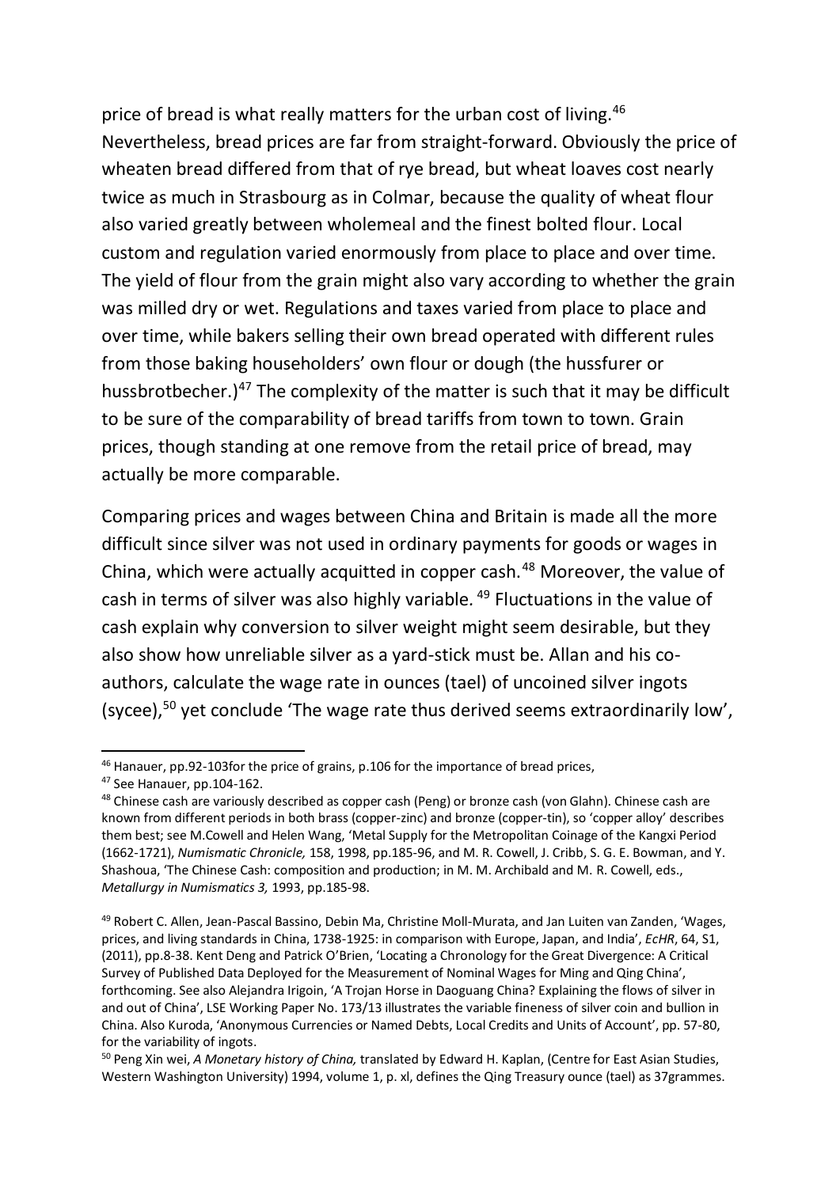price of bread is what really matters for the urban cost of living.[46] Nevertheless, bread prices are far from straight-forward. Obviously the price of wheaten bread differed from that of rye bread, but wheat loaves cost nearly twice as much in Strasbourg as in Colmar, because the quality of wheat flour also varied greatly between wholemeal and the finest bolted flour. Local custom and regulation varied enormously from place to place and over time. The yield of flour from the grain might also vary according to whether the grain was milled dry or wet. Regulations and taxes varied from place to place and over time, while bakers selling their own bread operated with different rules from those baking householders' own flour or dough (the hussfurer or hussbrotbecher.)[47] The complexity of the matter is such that it may be difficult to be sure of the comparability of bread tariffs from town to town. Grain prices, though standing at one remove from the retail price of bread, may actually be more comparable.

Comparing prices and wages between China and Britain is made all the more difficult since silver was not used in ordinary payments for goods or wages in China, which were actually acquitted in copper cash.[48] Moreover, the value of cash in terms of silver was also highly variable. [49] Fluctuations in the value of cash explain why conversion to silver weight might seem desirable, but they also show how unreliable silver as a yard-stick must be. Allan and his co-authors, calculate the wage rate in ounces (tael) of uncoined silver ingots (sycee),[50] yet conclude 'The wage rate thus derived seems extraordinarily low',

---

[46] Hanauer, pp.92-103for the price of grains, p.106 for the importance of bread prices,

[47] See Hanauer, pp.104-162.

[48] Chinese cash are variously described as copper cash (Peng) or bronze cash (von Glahn). Chinese cash are known from different periods in both brass (copper-zinc) and bronze (copper-tin), so 'copper alloy' describes them best; see M.Cowell and Helen Wang, 'Metal Supply for the Metropolitan Coinage of the Kangxi Period (1662-1721), *Numismatic Chronicle,* 158, 1998, pp.185-96, and M. R. Cowell, J. Cribb, S. G. E. Bowman, and Y. Shashoua, 'The Chinese Cash: composition and production; in M. M. Archibald and M. R. Cowell, eds., *Metallurgy in Numismatics 3,* 1993, pp.185-98.

[49] Robert C. Allen, Jean-Pascal Bassino, Debin Ma, Christine Moll-Murata, and Jan Luiten van Zanden, 'Wages, prices, and living standards in China, 1738-1925: in comparison with Europe, Japan, and India', *EcHR*, 64, S1, (2011), pp.8-38. Kent Deng and Patrick O'Brien, 'Locating a Chronology for the Great Divergence: A Critical Survey of Published Data Deployed for the Measurement of Nominal Wages for Ming and Qing China', forthcoming. See also Alejandra Irigoin, 'A Trojan Horse in Daoguang China? Explaining the flows of silver in and out of China', LSE Working Paper No. 173/13 illustrates the variable fineness of silver coin and bullion in China. Also Kuroda, 'Anonymous Currencies or Named Debts, Local Credits and Units of Account', pp. 57-80, for the variability of ingots.

[50] Peng Xin wei, *A Monetary history of China,* translated by Edward H. Kaplan, (Centre for East Asian Studies, Western Washington University) 1994, volume 1, p. xl, defines the Qing Treasury ounce (tael) as 37grammes.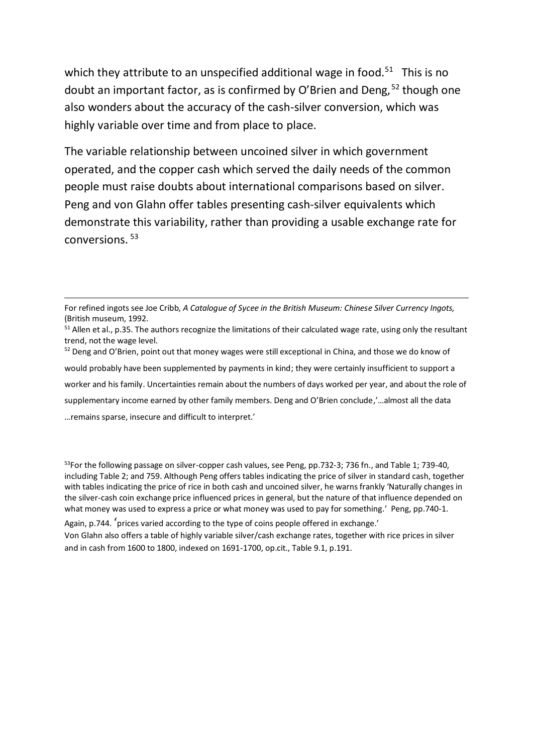which they attribute to an unspecified additional wage in food.[51] This is no doubt an important factor, as is confirmed by O'Brien and Deng,[52] though one also wonders about the accuracy of the cash-silver conversion, which was highly variable over time and from place to place.

The variable relationship between uncoined silver in which government operated, and the copper cash which served the daily needs of the common people must raise doubts about international comparisons based on silver. Peng and von Glahn offer tables presenting cash-silver equivalents which demonstrate this variability, rather than providing a usable exchange rate for conversions.[53]

---

For refined ingots see Joe Cribb, *A Catalogue of Sycee in the British Museum: Chinese Silver Currency Ingots,* (British museum, 1992.

[51] Allen et al., p.35. The authors recognize the limitations of their calculated wage rate, using only the resultant trend, not the wage level.

[52] Deng and O'Brien, point out that money wages were still exceptional in China, and those we do know of would probably have been supplemented by payments in kind; they were certainly insufficient to support a worker and his family. Uncertainties remain about the numbers of days worked per year, and about the role of supplementary income earned by other family members. Deng and O'Brien conclude,'…almost all the data …remains sparse, insecure and difficult to interpret.'

[53] For the following passage on silver-copper cash values, see Peng, pp.732-3; 736 fn., and Table 1; 739-40, including Table 2; and 759. Although Peng offers tables indicating the price of silver in standard cash, together with tables indicating the price of rice in both cash and uncoined silver, he warns frankly 'Naturally changes in the silver-cash coin exchange price influenced prices in general, but the nature of that influence depended on what money was used to express a price or what money was used to pay for something.' Peng, pp.740-1. Again, p.744. 'prices varied according to the type of coins people offered in exchange.'
Von Glahn also offers a table of highly variable silver/cash exchange rates, together with rice prices in silver and in cash from 1600 to 1800, indexed on 1691-1700, op.cit., Table 9.1, p.191.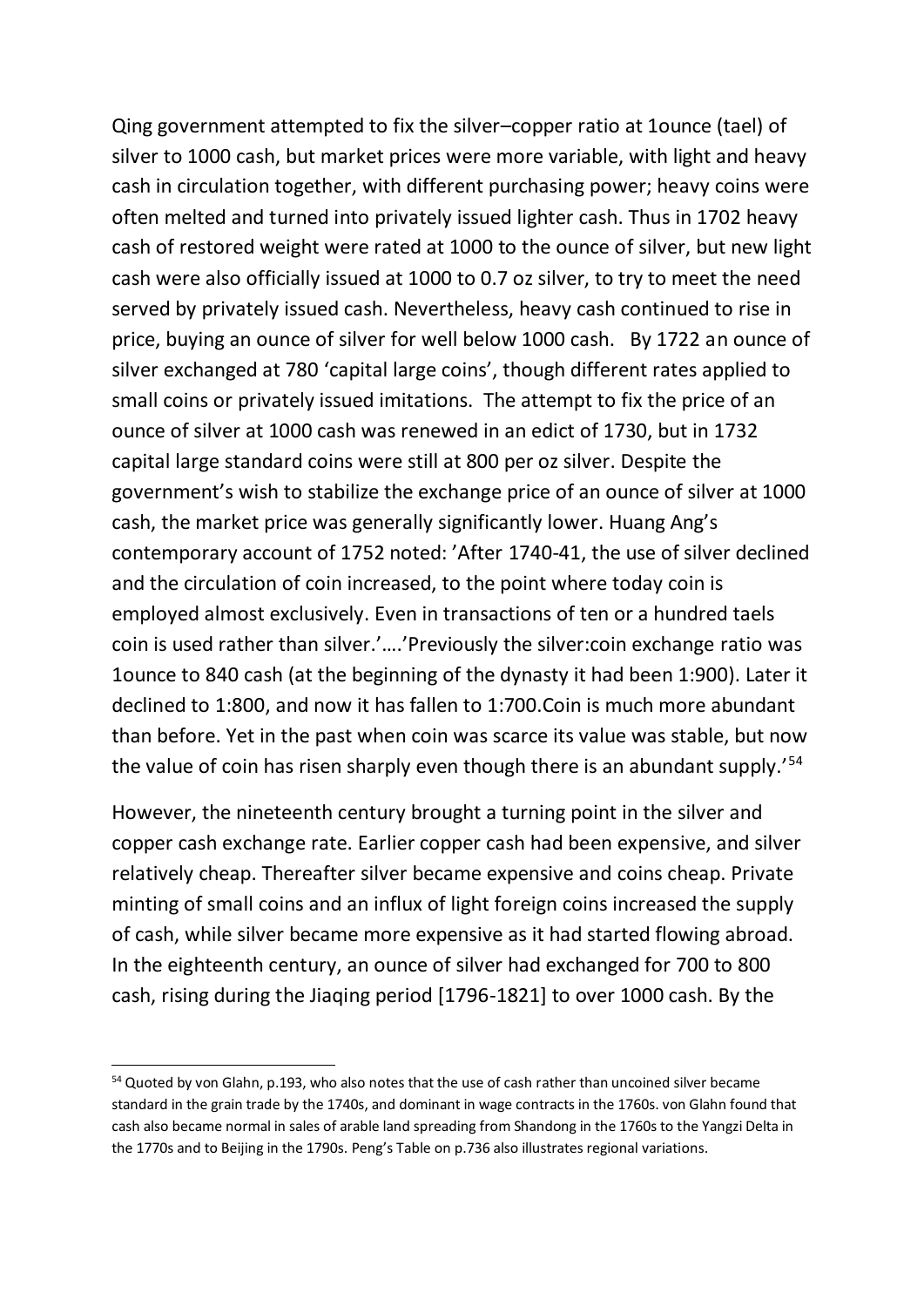Qing government attempted to fix the silver–copper ratio at 1ounce (tael) of silver to 1000 cash, but market prices were more variable, with light and heavy cash in circulation together, with different purchasing power; heavy coins were often melted and turned into privately issued lighter cash. Thus in 1702 heavy cash of restored weight were rated at 1000 to the ounce of silver, but new light cash were also officially issued at 1000 to 0.7 oz silver, to try to meet the need served by privately issued cash. Nevertheless, heavy cash continued to rise in price, buying an ounce of silver for well below 1000 cash. By 1722 an ounce of silver exchanged at 780 'capital large coins', though different rates applied to small coins or privately issued imitations. The attempt to fix the price of an ounce of silver at 1000 cash was renewed in an edict of 1730, but in 1732 capital large standard coins were still at 800 per oz silver. Despite the government's wish to stabilize the exchange price of an ounce of silver at 1000 cash, the market price was generally significantly lower. Huang Ang's contemporary account of 1752 noted: 'After 1740-41, the use of silver declined and the circulation of coin increased, to the point where today coin is employed almost exclusively. Even in transactions of ten or a hundred taels coin is used rather than silver.'….'Previously the silver:coin exchange ratio was 1ounce to 840 cash (at the beginning of the dynasty it had been 1:900). Later it declined to 1:800, and now it has fallen to 1:700.Coin is much more abundant than before. Yet in the past when coin was scarce its value was stable, but now the value of coin has risen sharply even though there is an abundant supply.'[54]

However, the nineteenth century brought a turning point in the silver and copper cash exchange rate. Earlier copper cash had been expensive, and silver relatively cheap. Thereafter silver became expensive and coins cheap. Private minting of small coins and an influx of light foreign coins increased the supply of cash, while silver became more expensive as it had started flowing abroad. In the eighteenth century, an ounce of silver had exchanged for 700 to 800 cash, rising during the Jiaqing period [1796-1821] to over 1000 cash. By the

---

[54] Quoted by von Glahn, p.193, who also notes that the use of cash rather than uncoined silver became standard in the grain trade by the 1740s, and dominant in wage contracts in the 1760s. von Glahn found that cash also became normal in sales of arable land spreading from Shandong in the 1760s to the Yangzi Delta in the 1770s and to Beijing in the 1790s. Peng's Table on p.736 also illustrates regional variations.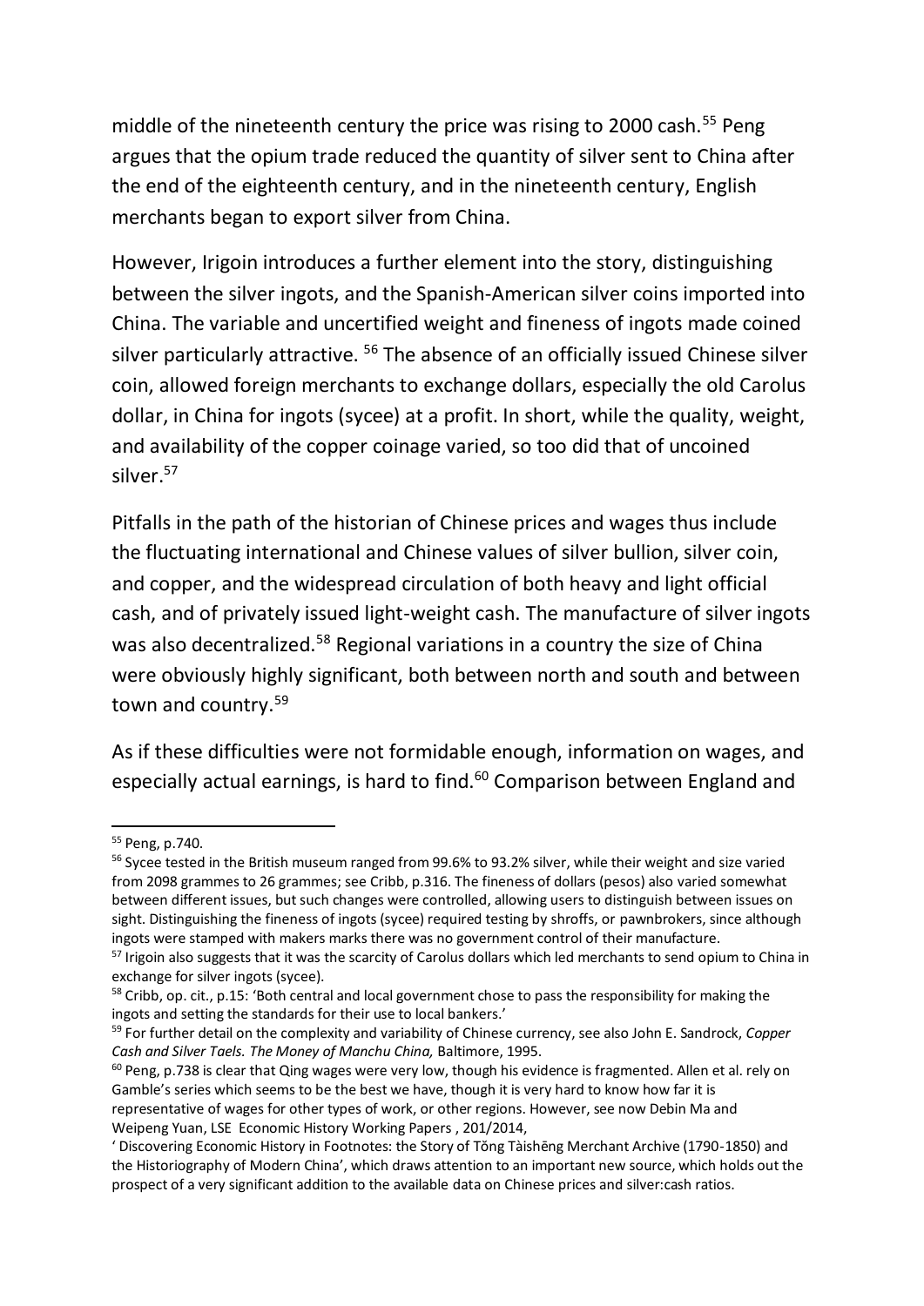middle of the nineteenth century the price was rising to 2000 cash.[55] Peng argues that the opium trade reduced the quantity of silver sent to China after the end of the eighteenth century, and in the nineteenth century, English merchants began to export silver from China.

However, Irigoin introduces a further element into the story, distinguishing between the silver ingots, and the Spanish-American silver coins imported into China. The variable and uncertified weight and fineness of ingots made coined silver particularly attractive. [56] The absence of an officially issued Chinese silver coin, allowed foreign merchants to exchange dollars, especially the old Carolus dollar, in China for ingots (sycee) at a profit. In short, while the quality, weight, and availability of the copper coinage varied, so too did that of uncoined silver.[57]

Pitfalls in the path of the historian of Chinese prices and wages thus include the fluctuating international and Chinese values of silver bullion, silver coin, and copper, and the widespread circulation of both heavy and light official cash, and of privately issued light-weight cash. The manufacture of silver ingots was also decentralized.[58] Regional variations in a country the size of China were obviously highly significant, both between north and south and between town and country.[59]

As if these difficulties were not formidable enough, information on wages, and especially actual earnings, is hard to find.[60] Comparison between England and

---

[55] Peng, p.740.

[56] Sycee tested in the British museum ranged from 99.6% to 93.2% silver, while their weight and size varied from 2098 grammes to 26 grammes; see Cribb, p.316. The fineness of dollars (pesos) also varied somewhat between different issues, but such changes were controlled, allowing users to distinguish between issues on sight. Distinguishing the fineness of ingots (sycee) required testing by shroffs, or pawnbrokers, since although ingots were stamped with makers marks there was no government control of their manufacture.

[57] Irigoin also suggests that it was the scarcity of Carolus dollars which led merchants to send opium to China in exchange for silver ingots (sycee).

[58] Cribb, op. cit., p.15: 'Both central and local government chose to pass the responsibility for making the ingots and setting the standards for their use to local bankers.'

[59] For further detail on the complexity and variability of Chinese currency, see also John E. Sandrock, *Copper Cash and Silver Taels. The Money of Manchu China,* Baltimore, 1995.

[60] Peng, p.738 is clear that Qing wages were very low, though his evidence is fragmented. Allen et al. rely on Gamble's series which seems to be the best we have, though it is very hard to know how far it is representative of wages for other types of work, or other regions. However, see now Debin Ma and Weipeng Yuan, LSE Economic History Working Papers , 201/2014,
' Discovering Economic History in Footnotes: the Story of Tǒng Tàishēng Merchant Archive (1790-1850) and the Historiography of Modern China', which draws attention to an important new source, which holds out the prospect of a very significant addition to the available data on Chinese prices and silver:cash ratios.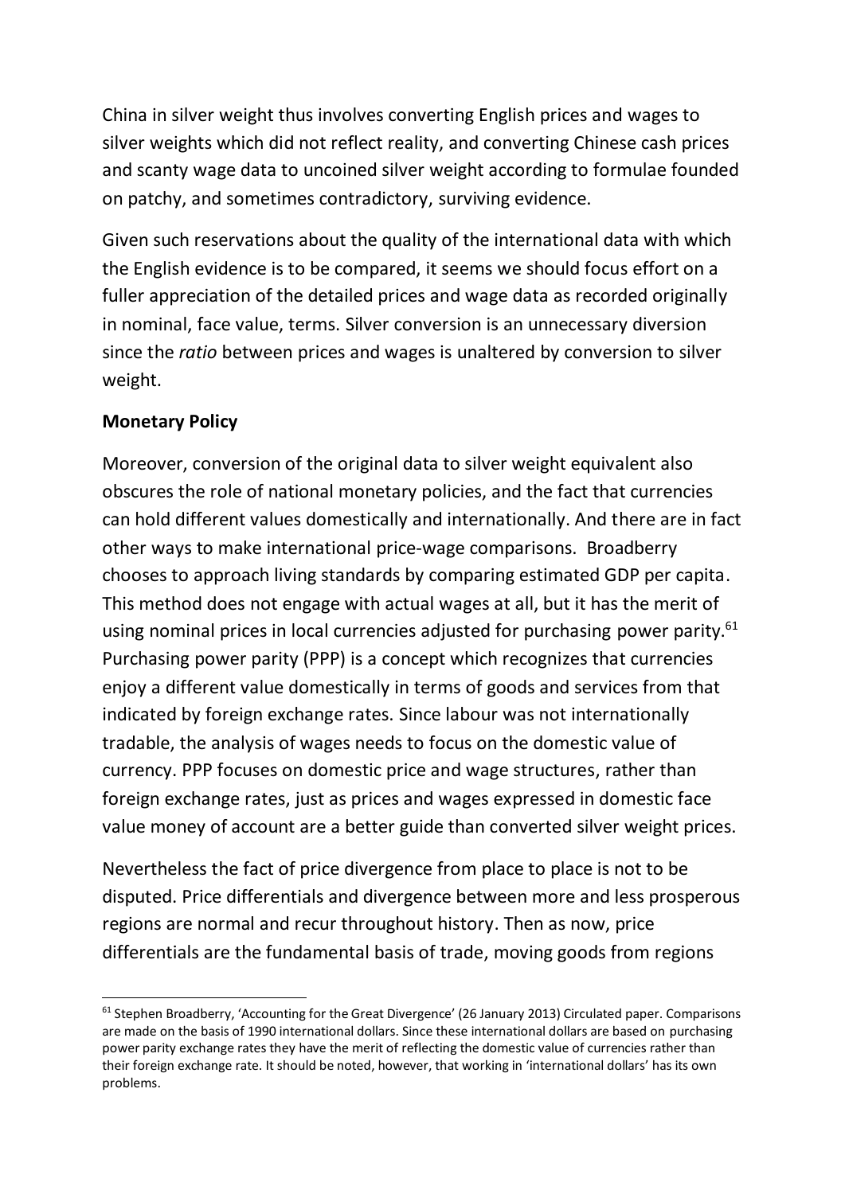China in silver weight thus involves converting English prices and wages to silver weights which did not reflect reality, and converting Chinese cash prices and scanty wage data to uncoined silver weight according to formulae founded on patchy, and sometimes contradictory, surviving evidence.

Given such reservations about the quality of the international data with which the English evidence is to be compared, it seems we should focus effort on a fuller appreciation of the detailed prices and wage data as recorded originally in nominal, face value, terms. Silver conversion is an unnecessary diversion since the *ratio* between prices and wages is unaltered by conversion to silver weight.

**Monetary Policy**

Moreover, conversion of the original data to silver weight equivalent also obscures the role of national monetary policies, and the fact that currencies can hold different values domestically and internationally. And there are in fact other ways to make international price-wage comparisons. Broadberry chooses to approach living standards by comparing estimated GDP per capita. This method does not engage with actual wages at all, but it has the merit of using nominal prices in local currencies adjusted for purchasing power parity.[61] Purchasing power parity (PPP) is a concept which recognizes that currencies enjoy a different value domestically in terms of goods and services from that indicated by foreign exchange rates. Since labour was not internationally tradable, the analysis of wages needs to focus on the domestic value of currency. PPP focuses on domestic price and wage structures, rather than foreign exchange rates, just as prices and wages expressed in domestic face value money of account are a better guide than converted silver weight prices.

Nevertheless the fact of price divergence from place to place is not to be disputed. Price differentials and divergence between more and less prosperous regions are normal and recur throughout history. Then as now, price differentials are the fundamental basis of trade, moving goods from regions

[61] Stephen Broadberry, 'Accounting for the Great Divergence' (26 January 2013) Circulated paper. Comparisons are made on the basis of 1990 international dollars. Since these international dollars are based on purchasing power parity exchange rates they have the merit of reflecting the domestic value of currencies rather than their foreign exchange rate. It should be noted, however, that working in 'international dollars' has its own problems.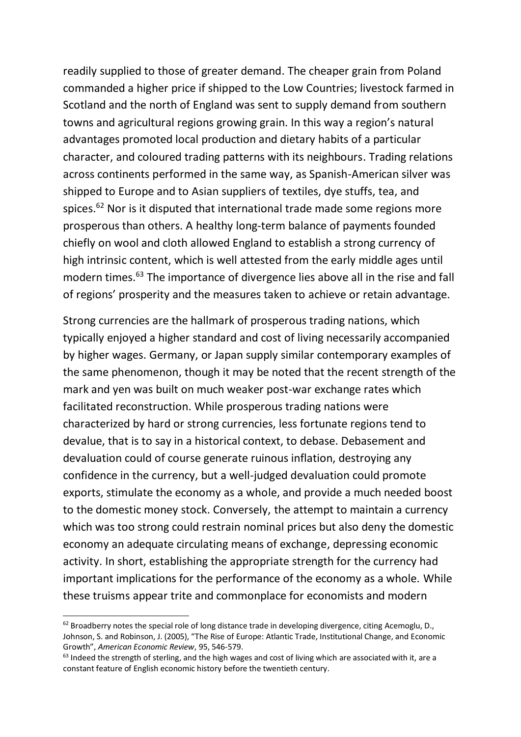readily supplied to those of greater demand. The cheaper grain from Poland commanded a higher price if shipped to the Low Countries; livestock farmed in Scotland and the north of England was sent to supply demand from southern towns and agricultural regions growing grain. In this way a region's natural advantages promoted local production and dietary habits of a particular character, and coloured trading patterns with its neighbours. Trading relations across continents performed in the same way, as Spanish-American silver was shipped to Europe and to Asian suppliers of textiles, dye stuffs, tea, and spices.[62] Nor is it disputed that international trade made some regions more prosperous than others. A healthy long-term balance of payments founded chiefly on wool and cloth allowed England to establish a strong currency of high intrinsic content, which is well attested from the early middle ages until modern times.[63] The importance of divergence lies above all in the rise and fall of regions' prosperity and the measures taken to achieve or retain advantage.

Strong currencies are the hallmark of prosperous trading nations, which typically enjoyed a higher standard and cost of living necessarily accompanied by higher wages. Germany, or Japan supply similar contemporary examples of the same phenomenon, though it may be noted that the recent strength of the mark and yen was built on much weaker post-war exchange rates which facilitated reconstruction. While prosperous trading nations were characterized by hard or strong currencies, less fortunate regions tend to devalue, that is to say in a historical context, to debase. Debasement and devaluation could of course generate ruinous inflation, destroying any confidence in the currency, but a well-judged devaluation could promote exports, stimulate the economy as a whole, and provide a much needed boost to the domestic money stock. Conversely, the attempt to maintain a currency which was too strong could restrain nominal prices but also deny the domestic economy an adequate circulating means of exchange, depressing economic activity. In short, establishing the appropriate strength for the currency had important implications for the performance of the economy as a whole. While these truisms appear trite and commonplace for economists and modern

[62] Broadberry notes the special role of long distance trade in developing divergence, citing Acemoglu, D., Johnson, S. and Robinson, J. (2005), "The Rise of Europe: Atlantic Trade, Institutional Change, and Economic Growth", *American Economic Review*, 95, 546-579.

[63] Indeed the strength of sterling, and the high wages and cost of living which are associated with it, are a constant feature of English economic history before the twentieth century.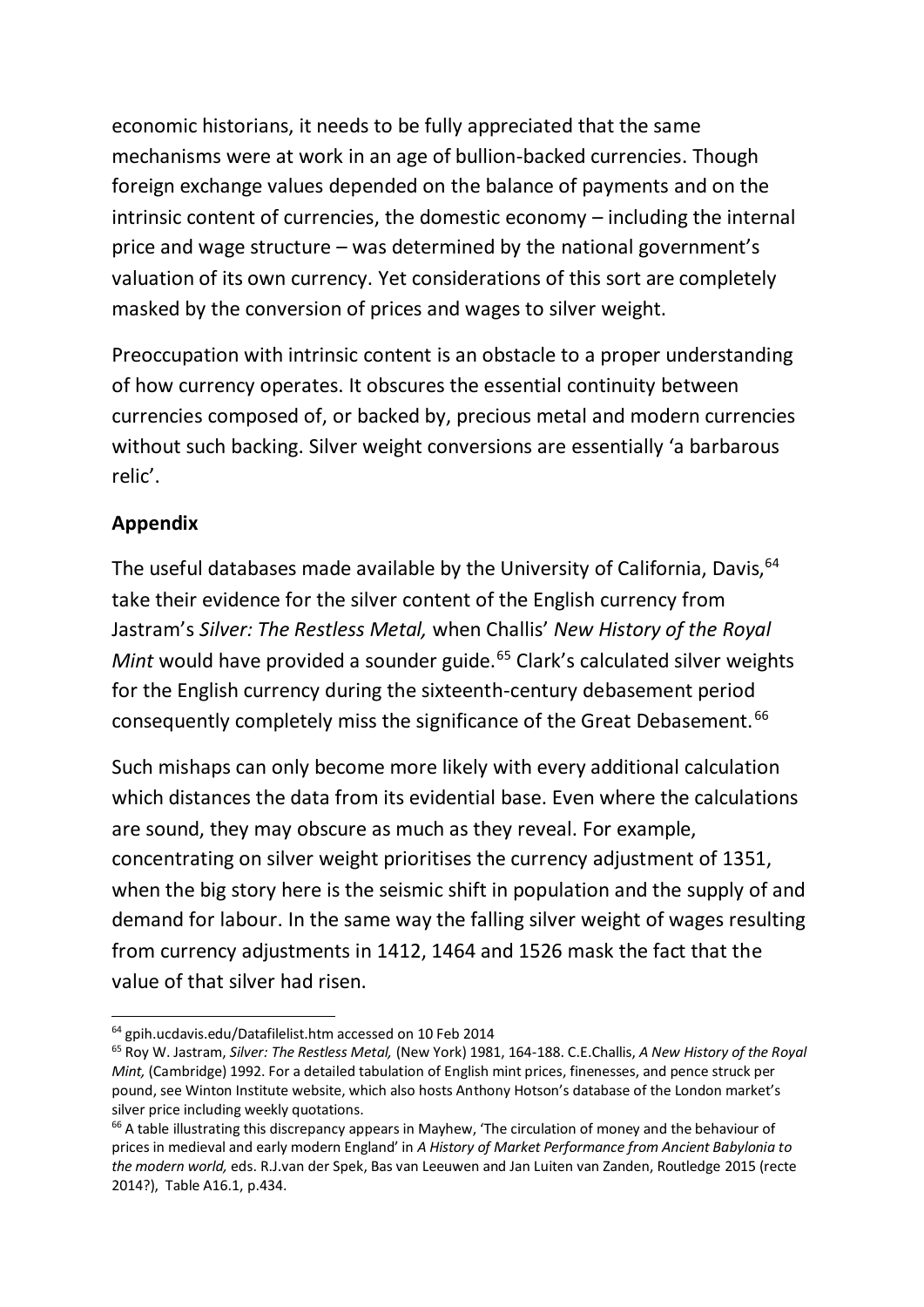economic historians, it needs to be fully appreciated that the same mechanisms were at work in an age of bullion-backed currencies. Though foreign exchange values depended on the balance of payments and on the intrinsic content of currencies, the domestic economy – including the internal price and wage structure – was determined by the national government's valuation of its own currency. Yet considerations of this sort are completely masked by the conversion of prices and wages to silver weight.

Preoccupation with intrinsic content is an obstacle to a proper understanding of how currency operates. It obscures the essential continuity between currencies composed of, or backed by, precious metal and modern currencies without such backing. Silver weight conversions are essentially 'a barbarous relic'.

**Appendix**

The useful databases made available by the University of California, Davis,[64] take their evidence for the silver content of the English currency from Jastram's *Silver: The Restless Metal,* when Challis' *New History of the Royal Mint* would have provided a sounder guide.[65] Clark's calculated silver weights for the English currency during the sixteenth-century debasement period consequently completely miss the significance of the Great Debasement.[66]

Such mishaps can only become more likely with every additional calculation which distances the data from its evidential base. Even where the calculations are sound, they may obscure as much as they reveal. For example, concentrating on silver weight prioritises the currency adjustment of 1351, when the big story here is the seismic shift in population and the supply of and demand for labour. In the same way the falling silver weight of wages resulting from currency adjustments in 1412, 1464 and 1526 mask the fact that the value of that silver had risen.

---

[64] gpih.ucdavis.edu/Datafilelist.htm accessed on 10 Feb 2014

[65] Roy W. Jastram, *Silver: The Restless Metal,* (New York) 1981, 164-188. C.E.Challis, *A New History of the Royal Mint,* (Cambridge) 1992. For a detailed tabulation of English mint prices, finenesses, and pence struck per pound, see Winton Institute website, which also hosts Anthony Hotson's database of the London market's silver price including weekly quotations.

[66] A table illustrating this discrepancy appears in Mayhew, 'The circulation of money and the behaviour of prices in medieval and early modern England' in *A History of Market Performance from Ancient Babylonia to the modern world,* eds. R.J.van der Spek, Bas van Leeuwen and Jan Luiten van Zanden, Routledge 2015 (recte 2014?), Table A16.1, p.434.